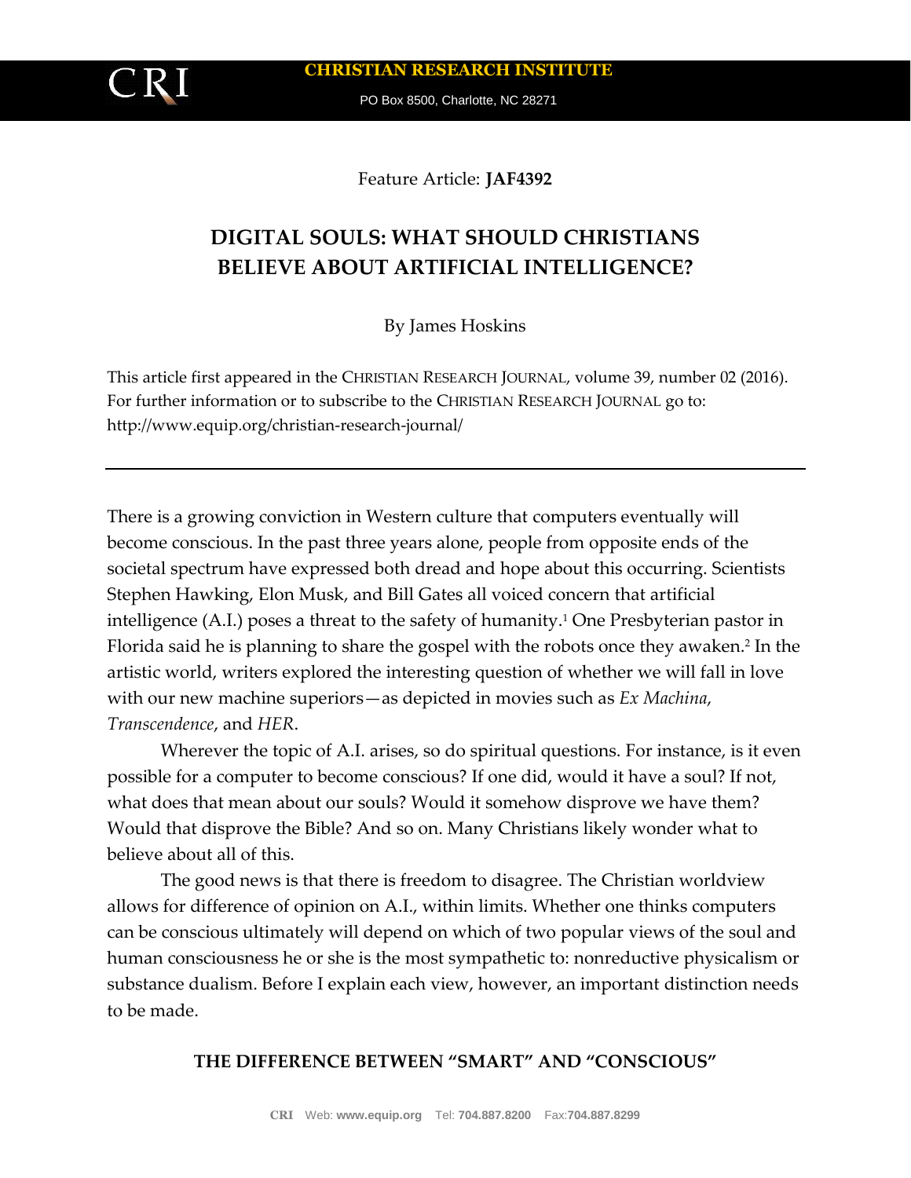**CHRISTIAN RESEARCH INSTITUTE**

PO Box 8500, Charlotte, NC 28271

Feature Article: **JAF4392**

# DIGITAL SOULS: WHAT SHOULD CHRISTIANS BELIEVE ABOUT ARTIFICIAL INTELLIGENCE?

By James Hoskins

This article first appeared in the CHRISTIAN RESEARCH JOURNAL, volume 39, number 02 (2016). For further information or to subscribe to the CHRISTIAN RESEARCH JOURNAL go to: http://www.equip.org/christian-research-journal/

---

There is a growing conviction in Western culture that computers eventually will become conscious. In the past three years alone, people from opposite ends of the societal spectrum have expressed both dread and hope about this occurring. Scientists Stephen Hawking, Elon Musk, and Bill Gates all voiced concern that artificial intelligence (A.I.) poses a threat to the safety of humanity.[1] One Presbyterian pastor in Florida said he is planning to share the gospel with the robots once they awaken.[2] In the artistic world, writers explored the interesting question of whether we will fall in love with our new machine superiors—as depicted in movies such as *Ex Machina*, *Transcendence*, and *HER*.

Wherever the topic of A.I. arises, so do spiritual questions. For instance, is it even possible for a computer to become conscious? If one did, would it have a soul? If not, what does that mean about our souls? Would it somehow disprove we have them? Would that disprove the Bible? And so on. Many Christians likely wonder what to believe about all of this.

The good news is that there is freedom to disagree. The Christian worldview allows for difference of opinion on A.I., within limits. Whether one thinks computers can be conscious ultimately will depend on which of two popular views of the soul and human consciousness he or she is the most sympathetic to: nonreductive physicalism or substance dualism. Before I explain each view, however, an important distinction needs to be made.

## THE DIFFERENCE BETWEEN "SMART" AND "CONSCIOUS"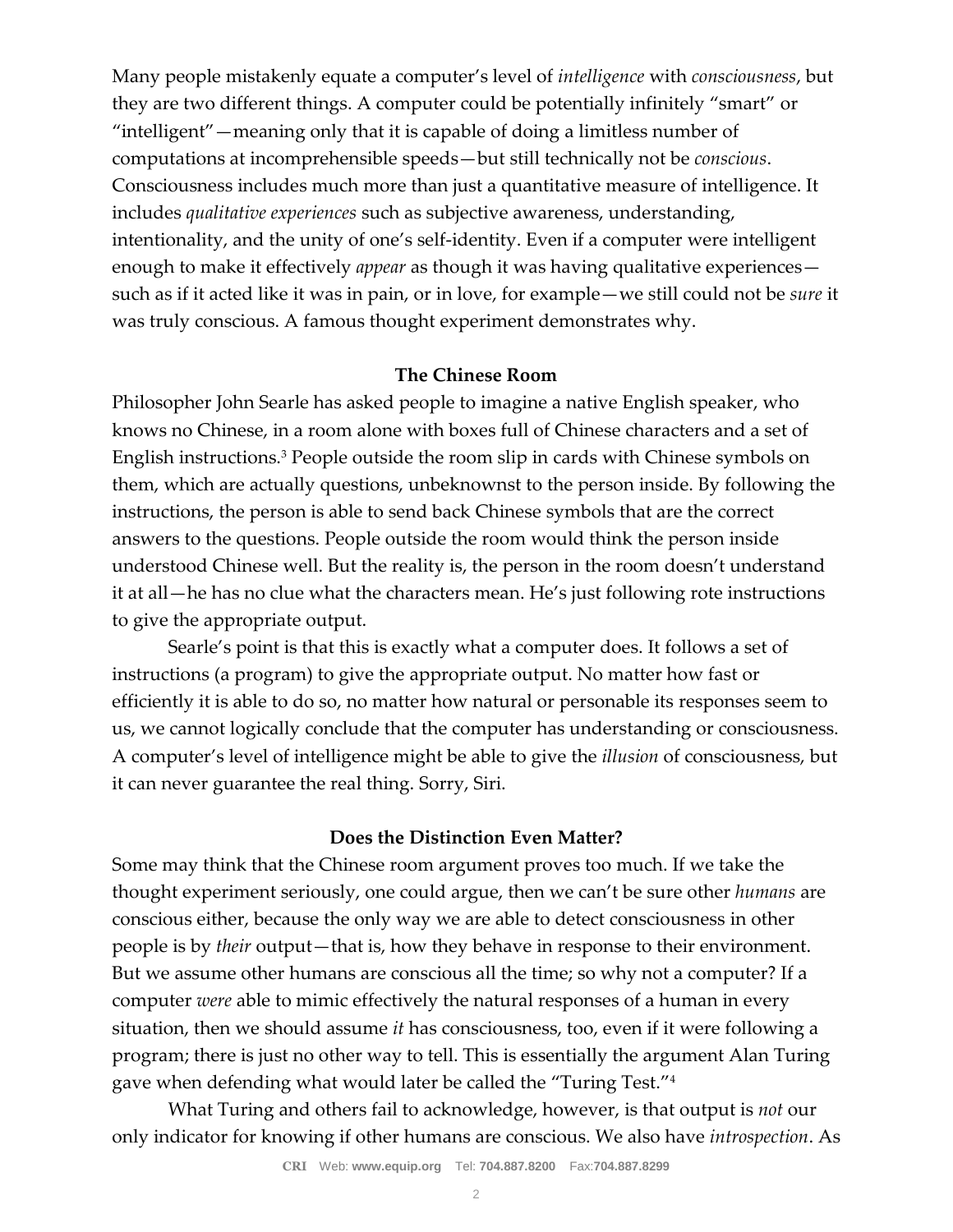Many people mistakenly equate a computer's level of *intelligence* with *consciousness*, but they are two different things. A computer could be potentially infinitely "smart" or "intelligent"—meaning only that it is capable of doing a limitless number of computations at incomprehensible speeds—but still technically not be *conscious*. Consciousness includes much more than just a quantitative measure of intelligence. It includes *qualitative experiences* such as subjective awareness, understanding, intentionality, and the unity of one's self-identity. Even if a computer were intelligent enough to make it effectively *appear* as though it was having qualitative experiences—such as if it acted like it was in pain, or in love, for example—we still could not be *sure* it was truly conscious. A famous thought experiment demonstrates why.

### The Chinese Room

Philosopher John Searle has asked people to imagine a native English speaker, who knows no Chinese, in a room alone with boxes full of Chinese characters and a set of English instructions.[3] People outside the room slip in cards with Chinese symbols on them, which are actually questions, unbeknownst to the person inside. By following the instructions, the person is able to send back Chinese symbols that are the correct answers to the questions. People outside the room would think the person inside understood Chinese well. But the reality is, the person in the room doesn't understand it at all—he has no clue what the characters mean. He's just following rote instructions to give the appropriate output.

Searle's point is that this is exactly what a computer does. It follows a set of instructions (a program) to give the appropriate output. No matter how fast or efficiently it is able to do so, no matter how natural or personable its responses seem to us, we cannot logically conclude that the computer has understanding or consciousness. A computer's level of intelligence might be able to give the *illusion* of consciousness, but it can never guarantee the real thing. Sorry, Siri.

### Does the Distinction Even Matter?

Some may think that the Chinese room argument proves too much. If we take the thought experiment seriously, one could argue, then we can't be sure other *humans* are conscious either, because the only way we are able to detect consciousness in other people is by *their* output—that is, how they behave in response to their environment. But we assume other humans are conscious all the time; so why not a computer? If a computer *were* able to mimic effectively the natural responses of a human in every situation, then we should assume *it* has consciousness, too, even if it were following a program; there is just no other way to tell. This is essentially the argument Alan Turing gave when defending what would later be called the "Turing Test."[4]

What Turing and others fail to acknowledge, however, is that output is *not* our only indicator for knowing if other humans are conscious. We also have *introspection*. As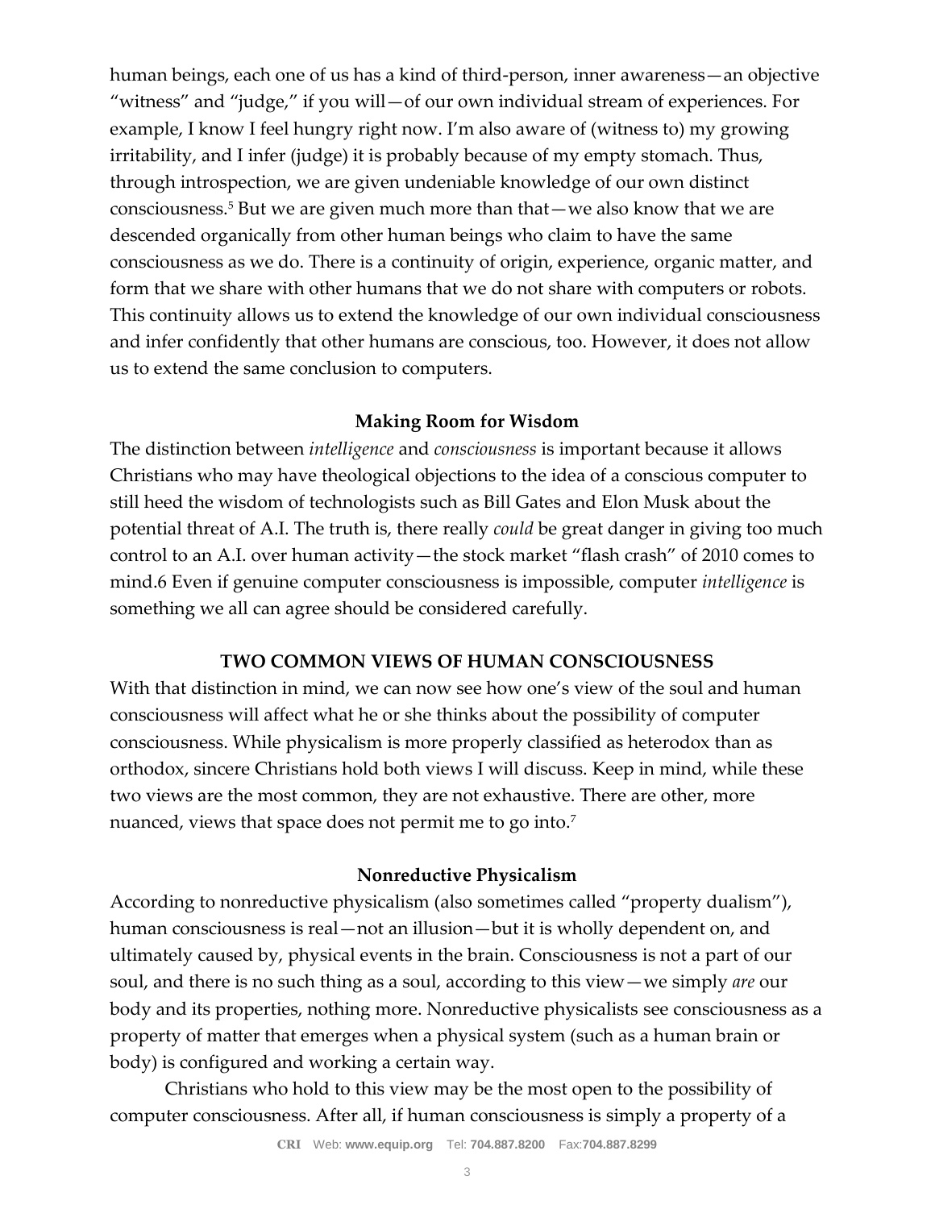human beings, each one of us has a kind of third-person, inner awareness—an objective "witness" and "judge," if you will—of our own individual stream of experiences. For example, I know I feel hungry right now. I'm also aware of (witness to) my growing irritability, and I infer (judge) it is probably because of my empty stomach. Thus, through introspection, we are given undeniable knowledge of our own distinct consciousness.[5] But we are given much more than that—we also know that we are descended organically from other human beings who claim to have the same consciousness as we do. There is a continuity of origin, experience, organic matter, and form that we share with other humans that we do not share with computers or robots. This continuity allows us to extend the knowledge of our own individual consciousness and infer confidently that other humans are conscious, too. However, it does not allow us to extend the same conclusion to computers.

### Making Room for Wisdom

The distinction between *intelligence* and *consciousness* is important because it allows Christians who may have theological objections to the idea of a conscious computer to still heed the wisdom of technologists such as Bill Gates and Elon Musk about the potential threat of A.I. The truth is, there really *could* be great danger in giving too much control to an A.I. over human activity—the stock market "flash crash" of 2010 comes to mind.6 Even if genuine computer consciousness is impossible, computer *intelligence* is something we all can agree should be considered carefully.

## TWO COMMON VIEWS OF HUMAN CONSCIOUSNESS

With that distinction in mind, we can now see how one's view of the soul and human consciousness will affect what he or she thinks about the possibility of computer consciousness. While physicalism is more properly classified as heterodox than as orthodox, sincere Christians hold both views I will discuss. Keep in mind, while these two views are the most common, they are not exhaustive. There are other, more nuanced, views that space does not permit me to go into.[7]

### Nonreductive Physicalism

According to nonreductive physicalism (also sometimes called "property dualism"), human consciousness is real—not an illusion—but it is wholly dependent on, and ultimately caused by, physical events in the brain. Consciousness is not a part of our soul, and there is no such thing as a soul, according to this view—we simply *are* our body and its properties, nothing more. Nonreductive physicalists see consciousness as a property of matter that emerges when a physical system (such as a human brain or body) is configured and working a certain way.

Christians who hold to this view may be the most open to the possibility of computer consciousness. After all, if human consciousness is simply a property of a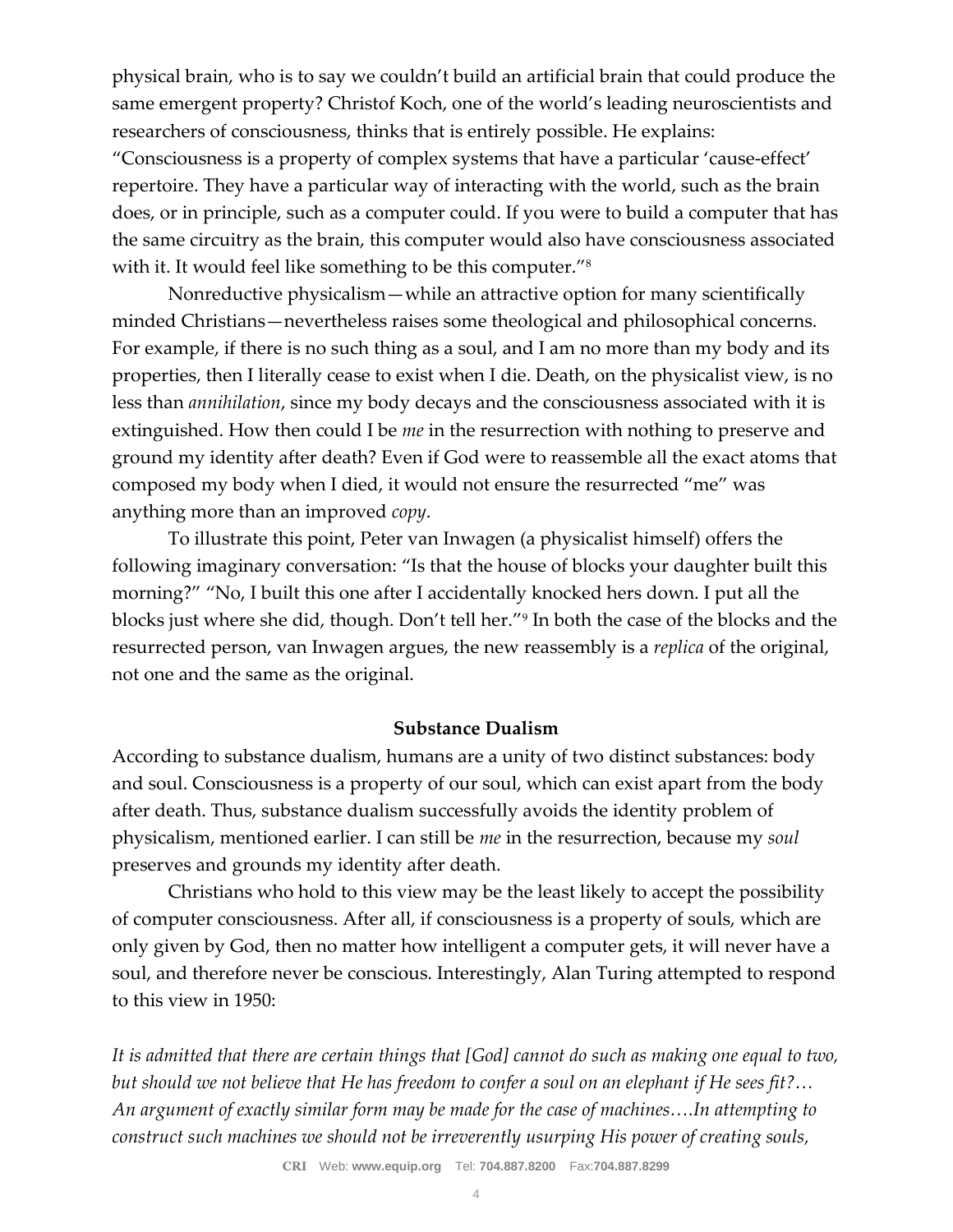physical brain, who is to say we couldn't build an artificial brain that could produce the same emergent property? Christof Koch, one of the world's leading neuroscientists and researchers of consciousness, thinks that is entirely possible. He explains: "Consciousness is a property of complex systems that have a particular 'cause-effect' repertoire. They have a particular way of interacting with the world, such as the brain does, or in principle, such as a computer could. If you were to build a computer that has the same circuitry as the brain, this computer would also have consciousness associated with it. It would feel like something to be this computer."[8]

Nonreductive physicalism—while an attractive option for many scientifically minded Christians—nevertheless raises some theological and philosophical concerns. For example, if there is no such thing as a soul, and I am no more than my body and its properties, then I literally cease to exist when I die. Death, on the physicalist view, is no less than *annihilation*, since my body decays and the consciousness associated with it is extinguished. How then could I be *me* in the resurrection with nothing to preserve and ground my identity after death? Even if God were to reassemble all the exact atoms that composed my body when I died, it would not ensure the resurrected "me" was anything more than an improved *copy*.

To illustrate this point, Peter van Inwagen (a physicalist himself) offers the following imaginary conversation: "Is that the house of blocks your daughter built this morning?" "No, I built this one after I accidentally knocked hers down. I put all the blocks just where she did, though. Don't tell her."[9] In both the case of the blocks and the resurrected person, van Inwagen argues, the new reassembly is a *replica* of the original, not one and the same as the original.

**Substance Dualism**

According to substance dualism, humans are a unity of two distinct substances: body and soul. Consciousness is a property of our soul, which can exist apart from the body after death. Thus, substance dualism successfully avoids the identity problem of physicalism, mentioned earlier. I can still be *me* in the resurrection, because my *soul* preserves and grounds my identity after death.

Christians who hold to this view may be the least likely to accept the possibility of computer consciousness. After all, if consciousness is a property of souls, which are only given by God, then no matter how intelligent a computer gets, it will never have a soul, and therefore never be conscious. Interestingly, Alan Turing attempted to respond to this view in 1950:

*It is admitted that there are certain things that [God] cannot do such as making one equal to two, but should we not believe that He has freedom to confer a soul on an elephant if He sees fit?… An argument of exactly similar form may be made for the case of machines….In attempting to construct such machines we should not be irreverently usurping His power of creating souls,*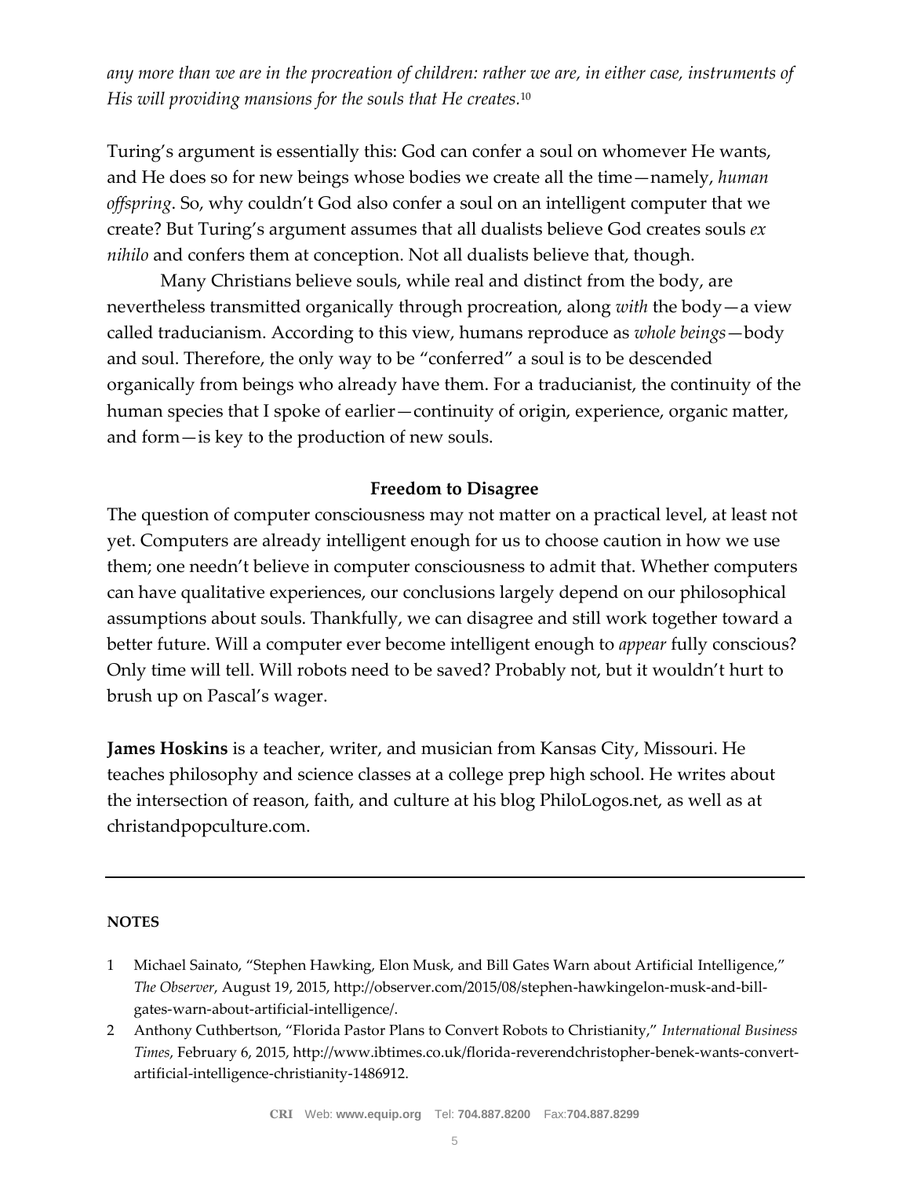*any more than we are in the procreation of children: rather we are, in either case, instruments of His will providing mansions for the souls that He creates.*[10]

Turing's argument is essentially this: God can confer a soul on whomever He wants, and He does so for new beings whose bodies we create all the time—namely, *human offspring*. So, why couldn't God also confer a soul on an intelligent computer that we create? But Turing's argument assumes that all dualists believe God creates souls *ex nihilo* and confers them at conception. Not all dualists believe that, though.

Many Christians believe souls, while real and distinct from the body, are nevertheless transmitted organically through procreation, along *with* the body—a view called traducianism. According to this view, humans reproduce as *whole beings*—body and soul. Therefore, the only way to be "conferred" a soul is to be descended organically from beings who already have them. For a traducianist, the continuity of the human species that I spoke of earlier—continuity of origin, experience, organic matter, and form—is key to the production of new souls.

## Freedom to Disagree

The question of computer consciousness may not matter on a practical level, at least not yet. Computers are already intelligent enough for us to choose caution in how we use them; one needn't believe in computer consciousness to admit that. Whether computers can have qualitative experiences, our conclusions largely depend on our philosophical assumptions about souls. Thankfully, we can disagree and still work together toward a better future. Will a computer ever become intelligent enough to *appear* fully conscious? Only time will tell. Will robots need to be saved? Probably not, but it wouldn't hurt to brush up on Pascal's wager.

**James Hoskins** is a teacher, writer, and musician from Kansas City, Missouri. He teaches philosophy and science classes at a college prep high school. He writes about the intersection of reason, faith, and culture at his blog PhiloLogos.net, as well as at christandpopculture.com.

---

**NOTES**

1. Michael Sainato, "Stephen Hawking, Elon Musk, and Bill Gates Warn about Artificial Intelligence," *The Observer*, August 19, 2015, http://observer.com/2015/08/stephen-hawkingelon-musk-and-bill-gates-warn-about-artificial-intelligence/.
2. Anthony Cuthbertson, "Florida Pastor Plans to Convert Robots to Christianity," *International Business Times*, February 6, 2015, http://www.ibtimes.co.uk/florida-reverendchristopher-benek-wants-convert-artificial-intelligence-christianity-1486912.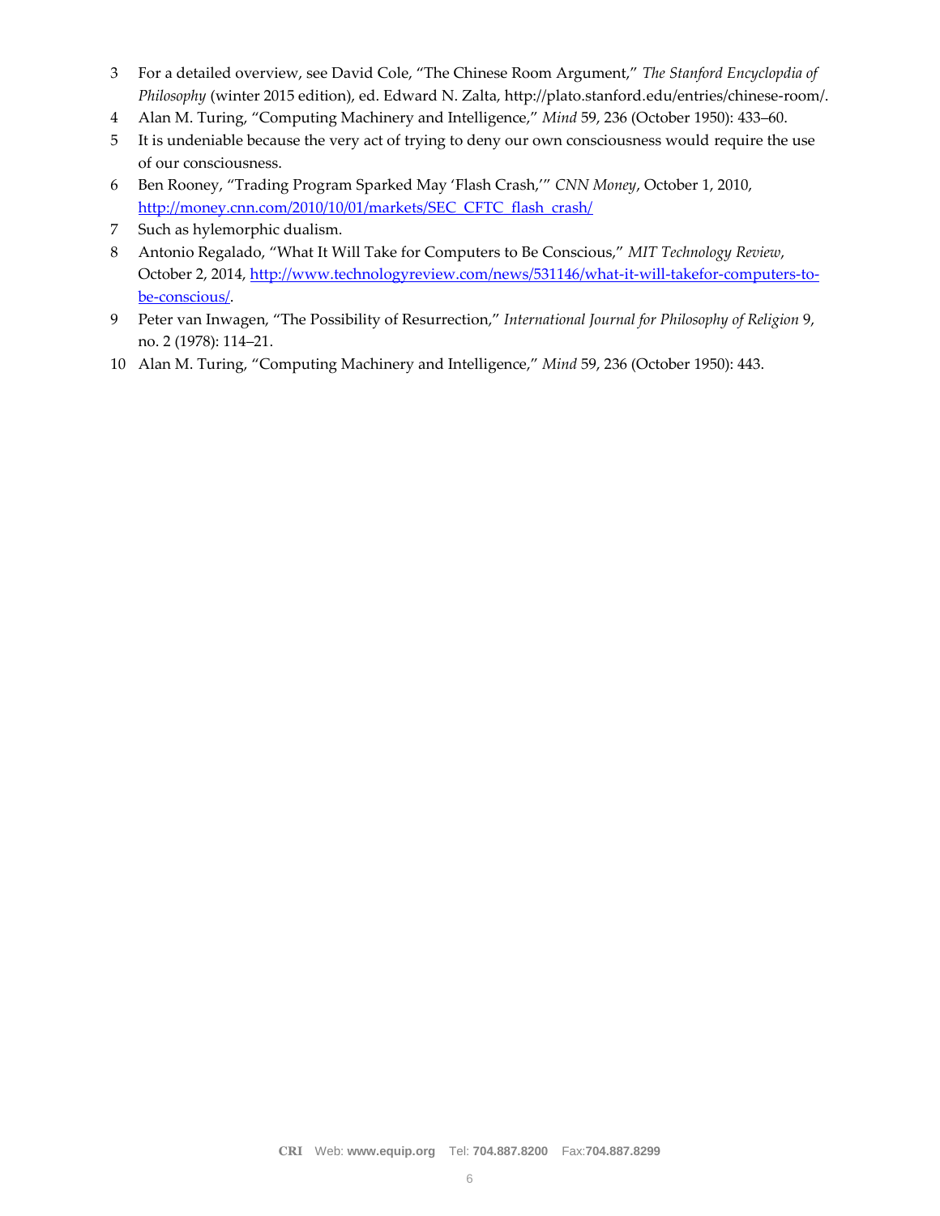3 For a detailed overview, see David Cole, "The Chinese Room Argument," *The Stanford Encyclopdia of Philosophy* (winter 2015 edition), ed. Edward N. Zalta, http://plato.stanford.edu/entries/chinese-room/.

4 Alan M. Turing, "Computing Machinery and Intelligence," *Mind* 59, 236 (October 1950): 433–60.

5 It is undeniable because the very act of trying to deny our own consciousness would require the use of our consciousness.

6 Ben Rooney, "Trading Program Sparked May 'Flash Crash,'" *CNN Money*, October 1, 2010, http://money.cnn.com/2010/10/01/markets/SEC_CFTC_flash_crash/

7 Such as hylemorphic dualism.

8 Antonio Regalado, "What It Will Take for Computers to Be Conscious," *MIT Technology Review*, October 2, 2014, http://www.technologyreview.com/news/531146/what-it-will-takefor-computers-to-be-conscious/.

9 Peter van Inwagen, "The Possibility of Resurrection," *International Journal for Philosophy of Religion* 9, no. 2 (1978): 114–21.

10 Alan M. Turing, "Computing Machinery and Intelligence," *Mind* 59, 236 (October 1950): 443.